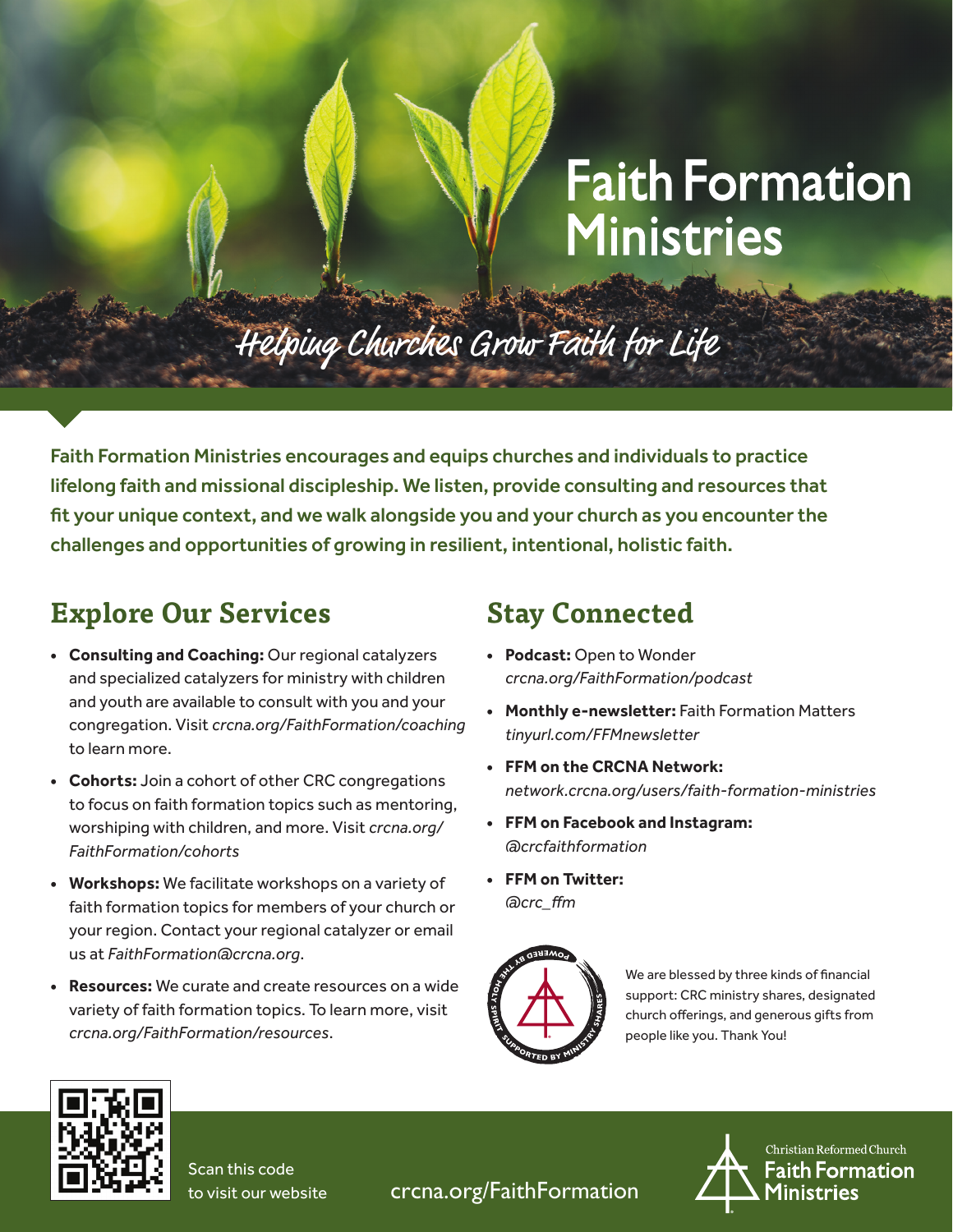# Faith Formation Ministries

*Helping Churches Grow Faith for Life*

**Faith Formation Ministries encourages and equips churches and individuals to practice lifelong faith and missional discipleship. We listen, provide consulting and resources that fit your unique context, and we walk alongside you and your church as you encounter the challenges and opportunities of growing in resilient, intentional, holistic faith.**

## Explore Our Services

- **Consulting and Coaching:** Our regional catalyzers and specialized catalyzers for ministry with children and youth are available to consult with you and your congregation. Visit *crcna.org/FaithFormation/coaching* to learn more.
- **Cohorts:** Join a cohort of other CRC congregations to focus on faith formation topics such as mentoring, worshiping with children, and more. Visit *crcna.org/FaithFormation/cohorts*
- **Workshops:** We facilitate workshops on a variety of faith formation topics for members of your church or your region. Contact your regional catalyzer or email us at *FaithFormation@crcna.org*.
- **Resources:** We curate and create resources on a wide variety of faith formation topics. To learn more, visit *crcna.org/FaithFormation/resources*.

## Stay Connected

- **Podcast:** Open to Wonder
  *crcna.org/FaithFormation/podcast*
- **Monthly e-newsletter:** Faith Formation Matters
  *tinyurl.com/FFMnewsletter*
- **FFM on the CRCNA Network:**
  *network.crcna.org/users/faith-formation-ministries*
- **FFM on Facebook and Instagram:**
  *@crcfaithformation*
- **FFM on Twitter:**
  *@crc_ffm*

POWERED BY THE HOLY SPIRIT · SUPPORTED BY MINISTRY SHARES

We are blessed by three kinds of financial support: CRC ministry shares, designated church offerings, and generous gifts from people like you. Thank You!

Scan this code to visit our website

crcna.org/FaithFormation

Christian Reformed Church
Faith Formation Ministries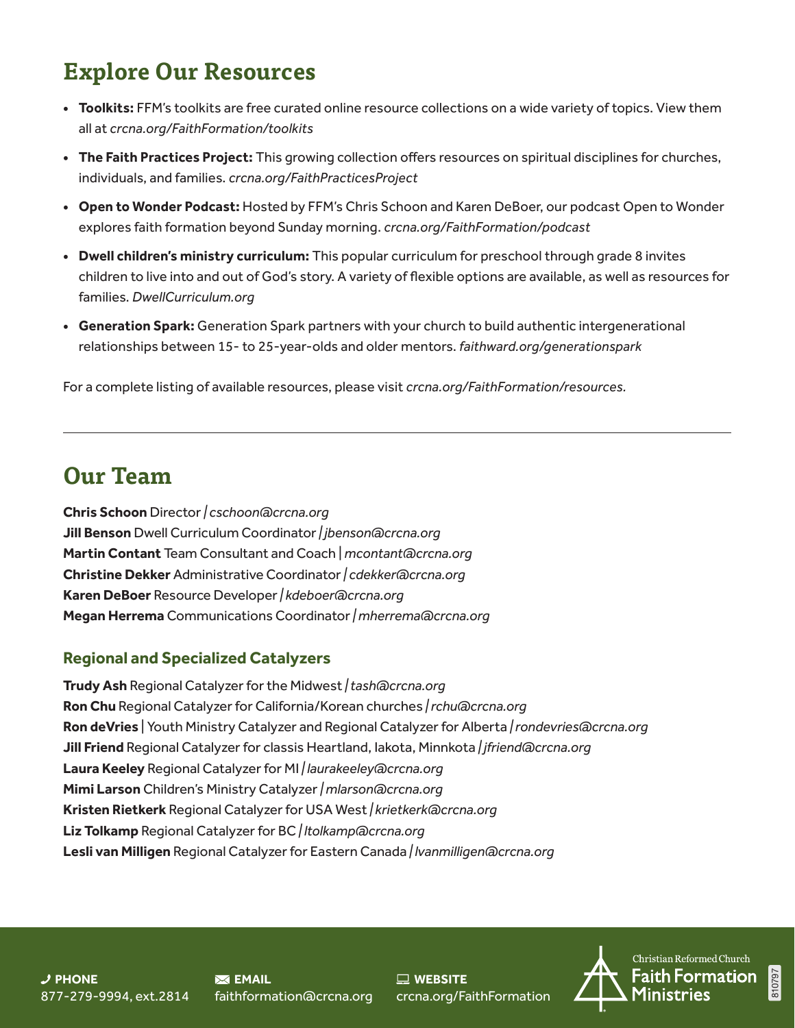## Explore Our Resources

- **Toolkits:** FFM's toolkits are free curated online resource collections on a wide variety of topics. View them all at *crcna.org/FaithFormation/toolkits*
- **The Faith Practices Project:** This growing collection offers resources on spiritual disciplines for churches, individuals, and families. *crcna.org/FaithPracticesProject*
- **Open to Wonder Podcast:** Hosted by FFM's Chris Schoon and Karen DeBoer, our podcast Open to Wonder explores faith formation beyond Sunday morning. *crcna.org/FaithFormation/podcast*
- **Dwell children's ministry curriculum:** This popular curriculum for preschool through grade 8 invites children to live into and out of God's story. A variety of flexible options are available, as well as resources for families. *DwellCurriculum.org*
- **Generation Spark:** Generation Spark partners with your church to build authentic intergenerational relationships between 15- to 25-year-olds and older mentors. *faithward.org/generationspark*

For a complete listing of available resources, please visit *crcna.org/FaithFormation/resources.*

---

## Our Team

**Chris Schoon** Director | *cschoon@crcna.org*
**Jill Benson** Dwell Curriculum Coordinator | *jbenson@crcna.org*
**Martin Contant** Team Consultant and Coach | *mcontant@crcna.org*
**Christine Dekker** Administrative Coordinator | *cdekker@crcna.org*
**Karen DeBoer** Resource Developer | *kdeboer@crcna.org*
**Megan Herrema** Communications Coordinator | *mherrema@crcna.org*

### Regional and Specialized Catalyzers

**Trudy Ash** Regional Catalyzer for the Midwest | *tash@crcna.org*
**Ron Chu** Regional Catalyzer for California/Korean churches | *rchu@crcna.org*
**Ron deVries** | Youth Ministry Catalyzer and Regional Catalyzer for Alberta | *rondevries@crcna.org*
**Jill Friend** Regional Catalyzer for classis Heartland, Iakota, Minnkota | *jfriend@crcna.org*
**Laura Keeley** Regional Catalyzer for MI | *laurakeeley@crcna.org*
**Mimi Larson** Children's Ministry Catalyzer | *mlarson@crcna.org*
**Kristen Rietkerk** Regional Catalyzer for USA West | *krietkerk@crcna.org*
**Liz Tolkamp** Regional Catalyzer for BC | *ltolkamp@crcna.org*
**Lesli van Milligen** Regional Catalyzer for Eastern Canada | *lvanmilligen@crcna.org*

**PHONE**
877-279-9994, ext.2814

**EMAIL**
faithformation@crcna.org

**WEBSITE**
crcna.org/FaithFormation

Christian Reformed Church
Faith Formation Ministries

810797